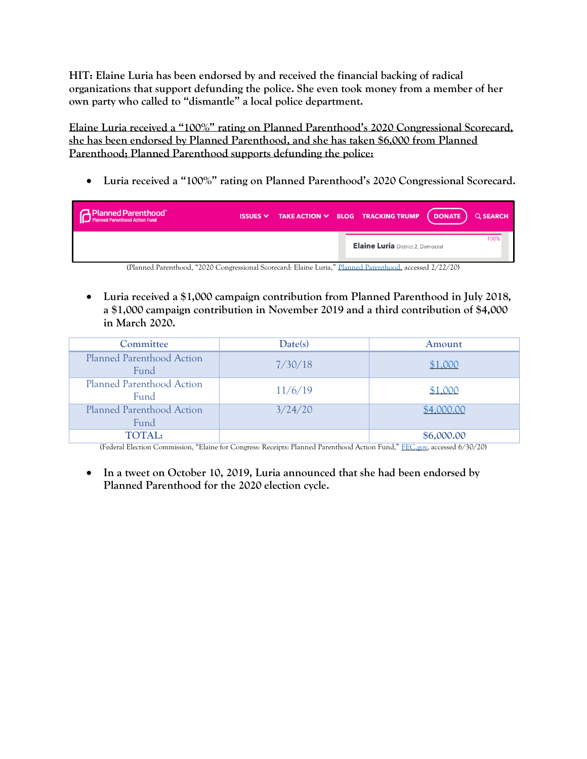**HIT: Elaine Luria has been endorsed by and received the financial backing of radical organizations that support defunding the police. She even took money from a member of her own party who called to "dismantle" a local police department.**

**Elaine Luria received a "100%" rating on Planned Parenthood's 2020 Congressional Scorecard, she has been endorsed by Planned Parenthood, and she has taken $6,000 from Planned Parenthood; Planned Parenthood supports defunding the police:**

- **Luria received a "100%" rating on Planned Parenthood's 2020 Congressional Scorecard.**

Planned Parenthood Planned Parenthood Action Fund | ISSUES | TAKE ACTION | BLOG | TRACKING TRUMP | DONATE | SEARCH

Elaine Luria District 2, Democrat 100%

(Planned Parenthood, "2020 Congressional Scorecard: Elaine Luria," Planned Parenthood, accessed 2/22/20)

- **Luria received a $1,000 campaign contribution from Planned Parenthood in July 2018, a $1,000 campaign contribution in November 2019 and a third contribution of $4,000 in March 2020.**

| Committee | Date(s) | Amount |
|---|---|---|
| Planned Parenthood Action Fund | 7/30/18 | $1,000 |
| Planned Parenthood Action Fund | 11/6/19 | $1,000 |
| Planned Parenthood Action Fund | 3/24/20 | $4,000.00 |
| **TOTAL:** | | **$6,000.00** |

(Federal Election Commission, "Elaine for Congress: Receipts: Planned Parenthood Action Fund," FEC.gov, accessed 6/30/20)

- **In a tweet on October 10, 2019, Luria announced that she had been endorsed by Planned Parenthood for the 2020 election cycle.**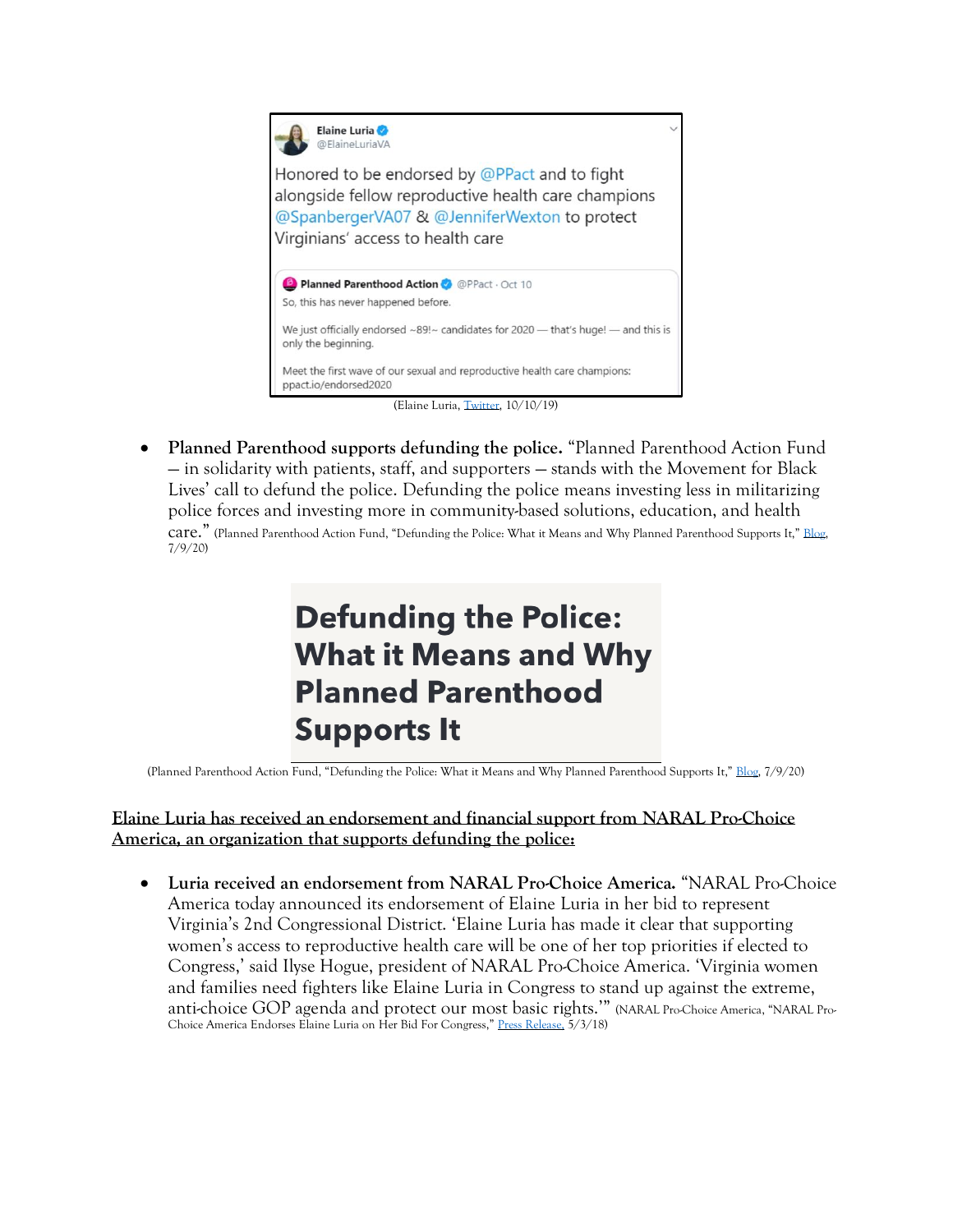Elaine Luria
@ElaineLuriaVA

Honored to be endorsed by @PPact and to fight alongside fellow reproductive health care champions @SpanbergerVA07 & @JenniferWexton to protect Virginians' access to health care

Planned Parenthood Action @PPact · Oct 10

So, this has never happened before.

We just officially endorsed ~89!~ candidates for 2020 — that's huge! — and this is only the beginning.

Meet the first wave of our sexual and reproductive health care champions: ppact.io/endorsed2020

(Elaine Luria, Twitter, 10/10/19)

- **Planned Parenthood supports defunding the police.** "Planned Parenthood Action Fund – in solidarity with patients, staff, and supporters – stands with the Movement for Black Lives' call to defund the police. Defunding the police means investing less in militarizing police forces and investing more in community-based solutions, education, and health care." (Planned Parenthood Action Fund, "Defunding the Police: What it Means and Why Planned Parenthood Supports It," Blog, 7/9/20)

**Defunding the Police: What it Means and Why Planned Parenthood Supports It**

(Planned Parenthood Action Fund, "Defunding the Police: What it Means and Why Planned Parenthood Supports It," Blog, 7/9/20)

**Elaine Luria has received an endorsement and financial support from NARAL Pro-Choice America, an organization that supports defunding the police:**

- **Luria received an endorsement from NARAL Pro-Choice America.** "NARAL Pro-Choice America today announced its endorsement of Elaine Luria in her bid to represent Virginia's 2nd Congressional District. 'Elaine Luria has made it clear that supporting women's access to reproductive health care will be one of her top priorities if elected to Congress,' said Ilyse Hogue, president of NARAL Pro-Choice America. 'Virginia women and families need fighters like Elaine Luria in Congress to stand up against the extreme, anti-choice GOP agenda and protect our most basic rights.'" (NARAL Pro-Choice America, "NARAL Pro-Choice America Endorses Elaine Luria on Her Bid For Congress," Press Release, 5/3/18)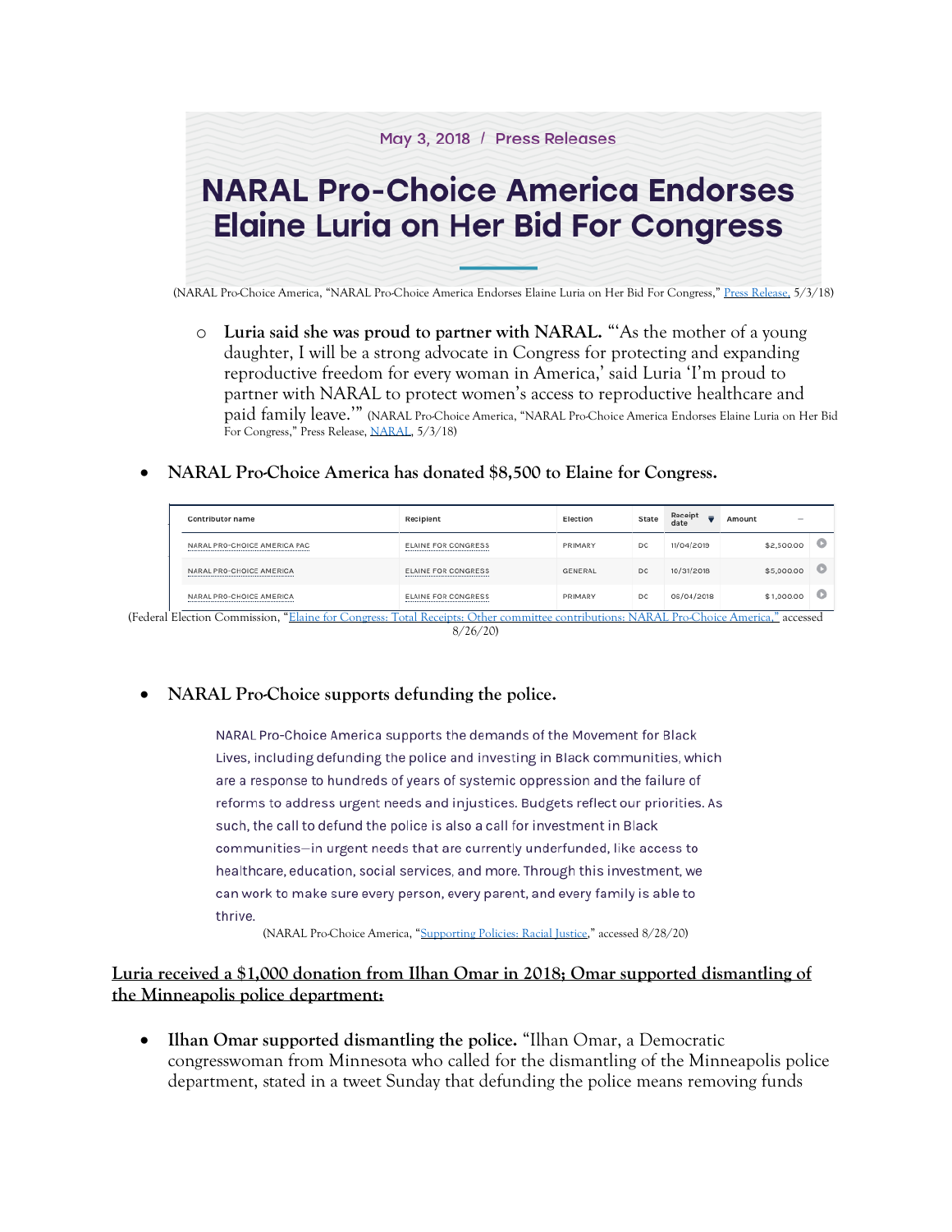May 3, 2018 / Press Releases

# NARAL Pro-Choice America Endorses Elaine Luria on Her Bid For Congress

(NARAL Pro-Choice America, "NARAL Pro-Choice America Endorses Elaine Luria on Her Bid For Congress," Press Release, 5/3/18)

- **Luria said she was proud to partner with NARAL.** "'As the mother of a young daughter, I will be a strong advocate in Congress for protecting and expanding reproductive freedom for every woman in America,' said Luria 'I'm proud to partner with NARAL to protect women's access to reproductive healthcare and paid family leave.'" (NARAL Pro-Choice America, "NARAL Pro-Choice America Endorses Elaine Luria on Her Bid For Congress," Press Release, NARAL, 5/3/18)

- **NARAL Pro-Choice America has donated $8,500 to Elaine for Congress.**

| Contributor name | Recipient | Election | State | Receipt date | Amount |
|---|---|---|---|---|---|
| NARAL PRO-CHOICE AMERICA PAC | ELAINE FOR CONGRESS | PRIMARY | DC | 11/04/2019 | $2,500.00 |
| NARAL PRO-CHOICE AMERICA | ELAINE FOR CONGRESS | GENERAL | DC | 10/31/2018 | $5,000.00 |
| NARAL PRO-CHOICE AMERICA | ELAINE FOR CONGRESS | PRIMARY | DC | 05/04/2018 | $1,000.00 |

(Federal Election Commission, "Elaine for Congress: Total Receipts: Other committee contributions: NARAL Pro-Choice America," accessed 8/26/20)

- **NARAL Pro-Choice supports defunding the police.**

NARAL Pro-Choice America supports the demands of the Movement for Black Lives, including defunding the police and investing in Black communities, which are a response to hundreds of years of systemic oppression and the failure of reforms to address urgent needs and injustices. Budgets reflect our priorities. As such, the call to defund the police is also a call for investment in Black communities—in urgent needs that are currently underfunded, like access to healthcare, education, social services, and more. Through this investment, we can work to make sure every person, every parent, and every family is able to thrive.

(NARAL Pro-Choice America, "Supporting Policies: Racial Justice," accessed 8/28/20)

**<u>Luria received a $1,000 donation from Ilhan Omar in 2018; Omar supported dismantling of the Minneapolis police department:</u>**

- **Ilhan Omar supported dismantling the police.** "Ilhan Omar, a Democratic congresswoman from Minnesota who called for the dismantling of the Minneapolis police department, stated in a tweet Sunday that defunding the police means removing funds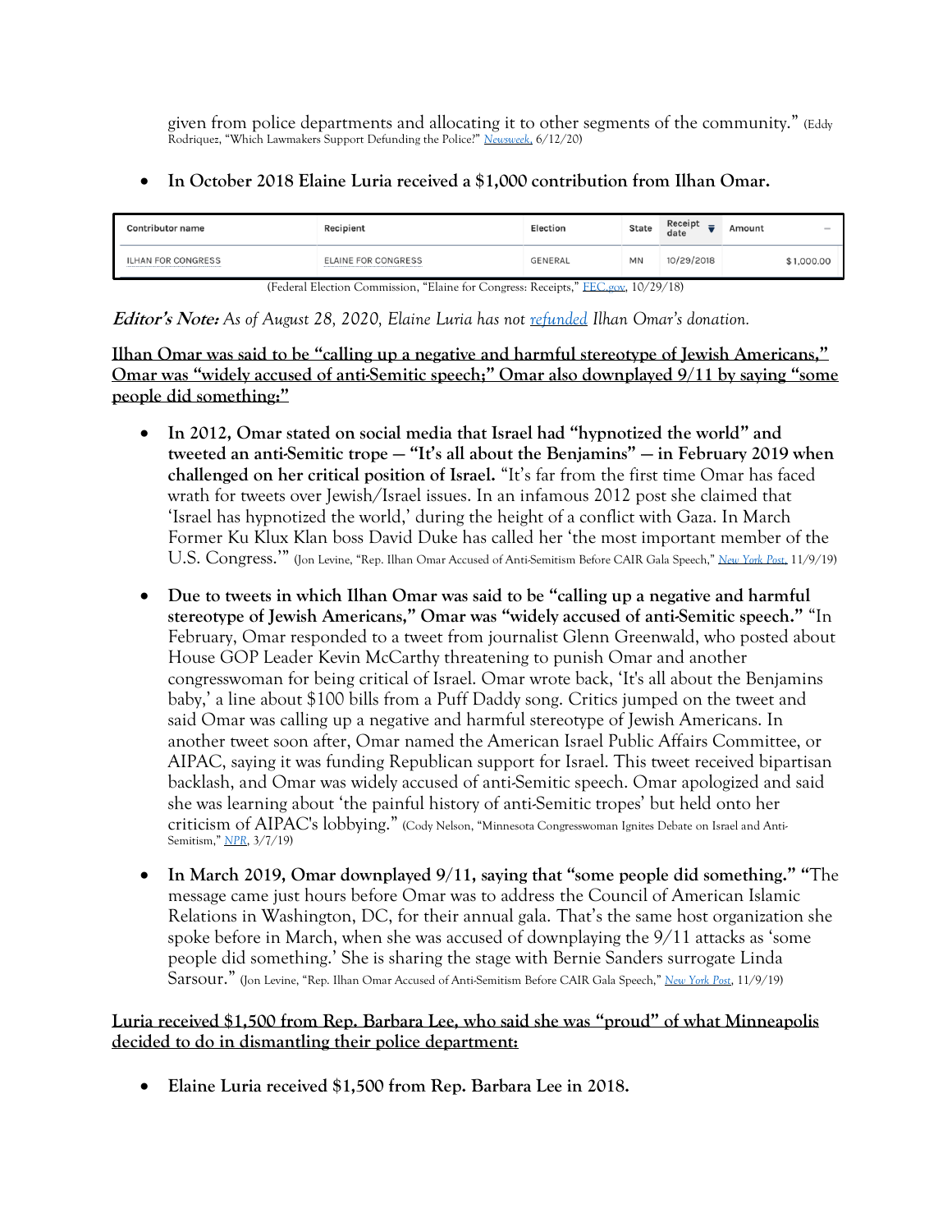given from police departments and allocating it to other segments of the community." (Eddy Rodriquez, "Which Lawmakers Support Defunding the Police?" *Newsweek*, 6/12/20)

- **In October 2018 Elaine Luria received a $1,000 contribution from Ilhan Omar.**

| Contributor name | Recipient | Election | State | Receipt date | Amount |
|---|---|---|---|---|---|
| ILHAN FOR CONGRESS | ELAINE FOR CONGRESS | GENERAL | MN | 10/29/2018 | $1,000.00 |

(Federal Election Commission, "Elaine for Congress: Receipts," FEC.gov, 10/29/18)

***Editor's Note:*** *As of August 28, 2020, Elaine Luria has not refunded Ilhan Omar's donation.*

**Ilhan Omar was said to be "calling up a negative and harmful stereotype of Jewish Americans," Omar was "widely accused of anti-Semitic speech;" Omar also downplayed 9/11 by saying "some people did something:"**

- **In 2012, Omar stated on social media that Israel had "hypnotized the world" and tweeted an anti-Semitic trope — "It's all about the Benjamins" — in February 2019 when challenged on her critical position of Israel.** "It's far from the first time Omar has faced wrath for tweets over Jewish/Israel issues. In an infamous 2012 post she claimed that 'Israel has hypnotized the world,' during the height of a conflict with Gaza. In March Former Ku Klux Klan boss David Duke has called her 'the most important member of the U.S. Congress.'" (Jon Levine, "Rep. Ilhan Omar Accused of Anti-Semitism Before CAIR Gala Speech," *New York Post*, 11/9/19)
- **Due to tweets in which Ilhan Omar was said to be "calling up a negative and harmful stereotype of Jewish Americans," Omar was "widely accused of anti-Semitic speech."** "In February, Omar responded to a tweet from journalist Glenn Greenwald, who posted about House GOP Leader Kevin McCarthy threatening to punish Omar and another congresswoman for being critical of Israel. Omar wrote back, 'It's all about the Benjamins baby,' a line about $100 bills from a Puff Daddy song. Critics jumped on the tweet and said Omar was calling up a negative and harmful stereotype of Jewish Americans. In another tweet soon after, Omar named the American Israel Public Affairs Committee, or AIPAC, saying it was funding Republican support for Israel. This tweet received bipartisan backlash, and Omar was widely accused of anti-Semitic speech. Omar apologized and said she was learning about 'the painful history of anti-Semitic tropes' but held onto her criticism of AIPAC's lobbying." (Cody Nelson, "Minnesota Congresswoman Ignites Debate on Israel and Anti-Semitism," *NPR*, 3/7/19)
- **In March 2019, Omar downplayed 9/11, saying that "some people did something."** "The message came just hours before Omar was to address the Council of American Islamic Relations in Washington, DC, for their annual gala. That's the same host organization she spoke before in March, when she was accused of downplaying the 9/11 attacks as 'some people did something.' She is sharing the stage with Bernie Sanders surrogate Linda Sarsour." (Jon Levine, "Rep. Ilhan Omar Accused of Anti-Semitism Before CAIR Gala Speech," *New York Post*, 11/9/19)

**Luria received $1,500 from Rep. Barbara Lee, who said she was "proud" of what Minneapolis decided to do in dismantling their police department:**

- **Elaine Luria received $1,500 from Rep. Barbara Lee in 2018.**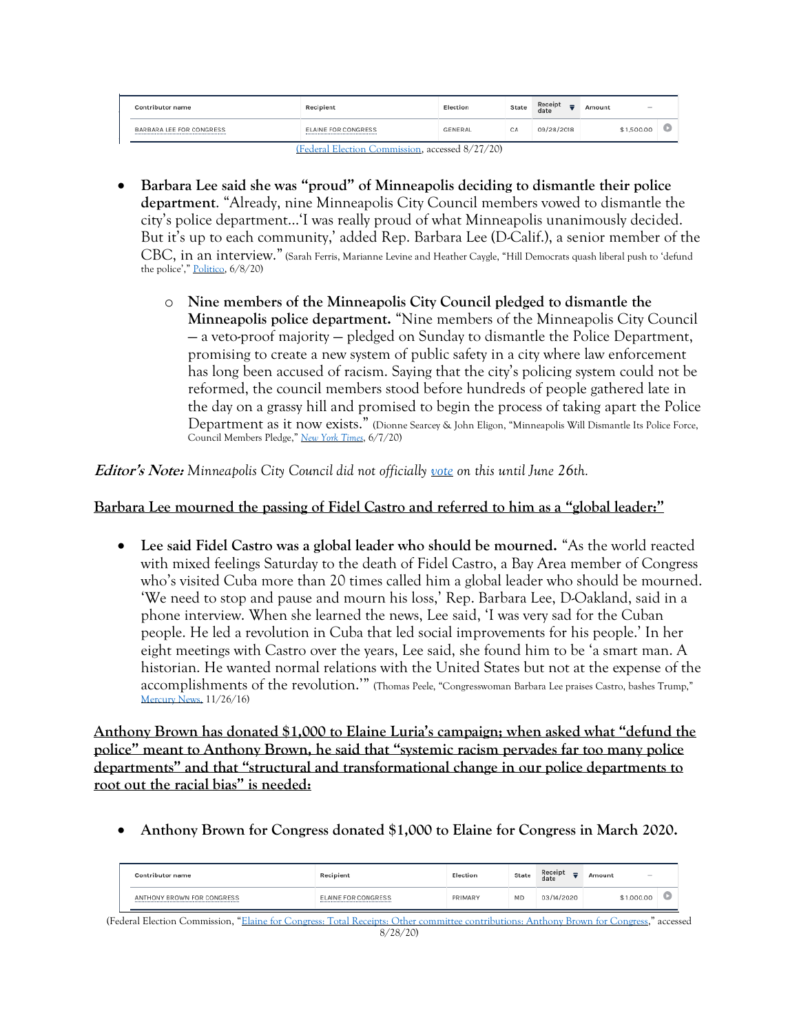| Contributor name | Recipient | Election | State | Receipt date | Amount | |
|---|---|---|---|---|---|---|
| BARBARA LEE FOR CONGRESS | ELAINE FOR CONGRESS | GENERAL | CA | 09/28/2018 | $1,500.00 | |

(Federal Election Commission, accessed 8/27/20)

- **Barbara Lee said she was "proud" of Minneapolis deciding to dismantle their police department**. "Already, nine Minneapolis City Council members vowed to dismantle the city's police department…'I was really proud of what Minneapolis unanimously decided. But it's up to each community,' added Rep. Barbara Lee (D-Calif.), a senior member of the CBC, in an interview." (Sarah Ferris, Marianne Levine and Heather Caygle, "Hill Democrats quash liberal push to 'defund the police'," Politico, 6/8/20)

  - **Nine members of the Minneapolis City Council pledged to dismantle the Minneapolis police department.** "Nine members of the Minneapolis City Council — a veto-proof majority — pledged on Sunday to dismantle the Police Department, promising to create a new system of public safety in a city where law enforcement has long been accused of racism. Saying that the city's policing system could not be reformed, the council members stood before hundreds of people gathered late in the day on a grassy hill and promised to begin the process of taking apart the Police Department as it now exists." (Dionne Searcey & John Eligon, "Minneapolis Will Dismantle Its Police Force, Council Members Pledge," *New York Times*, 6/7/20)

***Editor's Note:*** *Minneapolis City Council did not officially vote on this until June 26th.*

<u>**Barbara Lee mourned the passing of Fidel Castro and referred to him as a "global leader:"**</u>

- **Lee said Fidel Castro was a global leader who should be mourned.** "As the world reacted with mixed feelings Saturday to the death of Fidel Castro, a Bay Area member of Congress who's visited Cuba more than 20 times called him a global leader who should be mourned. 'We need to stop and pause and mourn his loss,' Rep. Barbara Lee, D-Oakland, said in a phone interview. When she learned the news, Lee said, 'I was very sad for the Cuban people. He led a revolution in Cuba that led social improvements for his people.' In her eight meetings with Castro over the years, Lee said, she found him to be 'a smart man. A historian. He wanted normal relations with the United States but not at the expense of the accomplishments of the revolution.'" (Thomas Peele, "Congresswoman Barbara Lee praises Castro, bashes Trump," Mercury News, 11/26/16)

<u>**Anthony Brown has donated $1,000 to Elaine Luria's campaign; when asked what "defund the police" meant to Anthony Brown, he said that "systemic racism pervades far too many police departments" and that "structural and transformational change in our police departments to root out the racial bias" is needed:**</u>

- **Anthony Brown for Congress donated $1,000 to Elaine for Congress in March 2020.**

| Contributor name | Recipient | Election | State | Receipt date | Amount | |
|---|---|---|---|---|---|---|
| ANTHONY BROWN FOR CONGRESS | ELAINE FOR CONGRESS | PRIMARY | MD | 03/14/2020 | $1,000.00 | |

(Federal Election Commission, "Elaine for Congress: Total Receipts: Other committee contributions: Anthony Brown for Congress," accessed 8/28/20)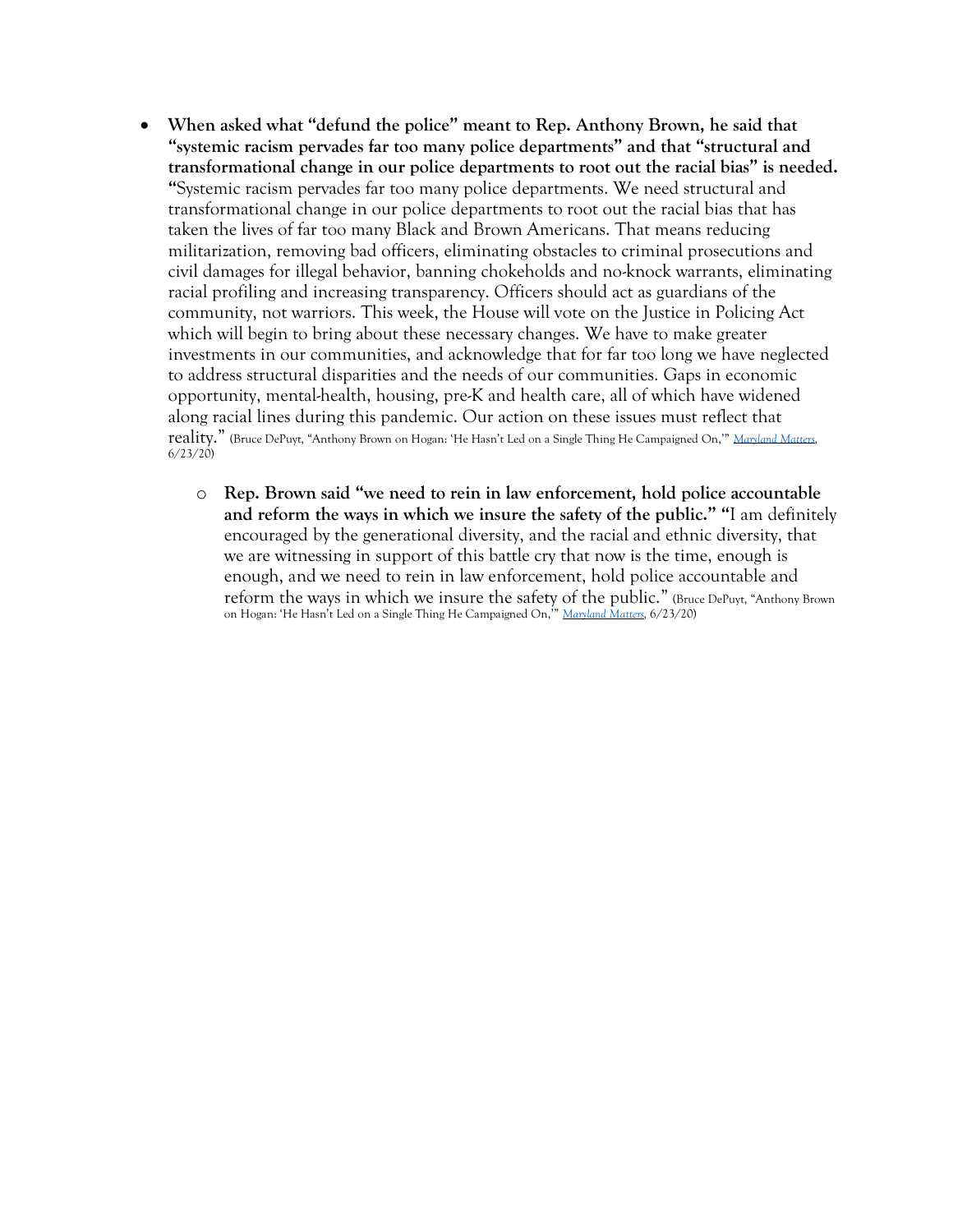- **When asked what "defund the police" meant to Rep. Anthony Brown, he said that "systemic racism pervades far too many police departments" and that "structural and transformational change in our police departments to root out the racial bias" is needed.** "Systemic racism pervades far too many police departments. We need structural and transformational change in our police departments to root out the racial bias that has taken the lives of far too many Black and Brown Americans. That means reducing militarization, removing bad officers, eliminating obstacles to criminal prosecutions and civil damages for illegal behavior, banning chokeholds and no-knock warrants, eliminating racial profiling and increasing transparency. Officers should act as guardians of the community, not warriors. This week, the House will vote on the Justice in Policing Act which will begin to bring about these necessary changes. We have to make greater investments in our communities, and acknowledge that for far too long we have neglected to address structural disparities and the needs of our communities. Gaps in economic opportunity, mental-health, housing, pre-K and health care, all of which have widened along racial lines during this pandemic. Our action on these issues must reflect that reality." (Bruce DePuyt, "Anthony Brown on Hogan: 'He Hasn't Led on a Single Thing He Campaigned On,'" *Maryland Matters*, 6/23/20)

    - **Rep. Brown said "we need to rein in law enforcement, hold police accountable and reform the ways in which we insure the safety of the public."** "I am definitely encouraged by the generational diversity, and the racial and ethnic diversity, that we are witnessing in support of this battle cry that now is the time, enough is enough, and we need to rein in law enforcement, hold police accountable and reform the ways in which we insure the safety of the public." (Bruce DePuyt, "Anthony Brown on Hogan: 'He Hasn't Led on a Single Thing He Campaigned On,'" *Maryland Matters*, 6/23/20)